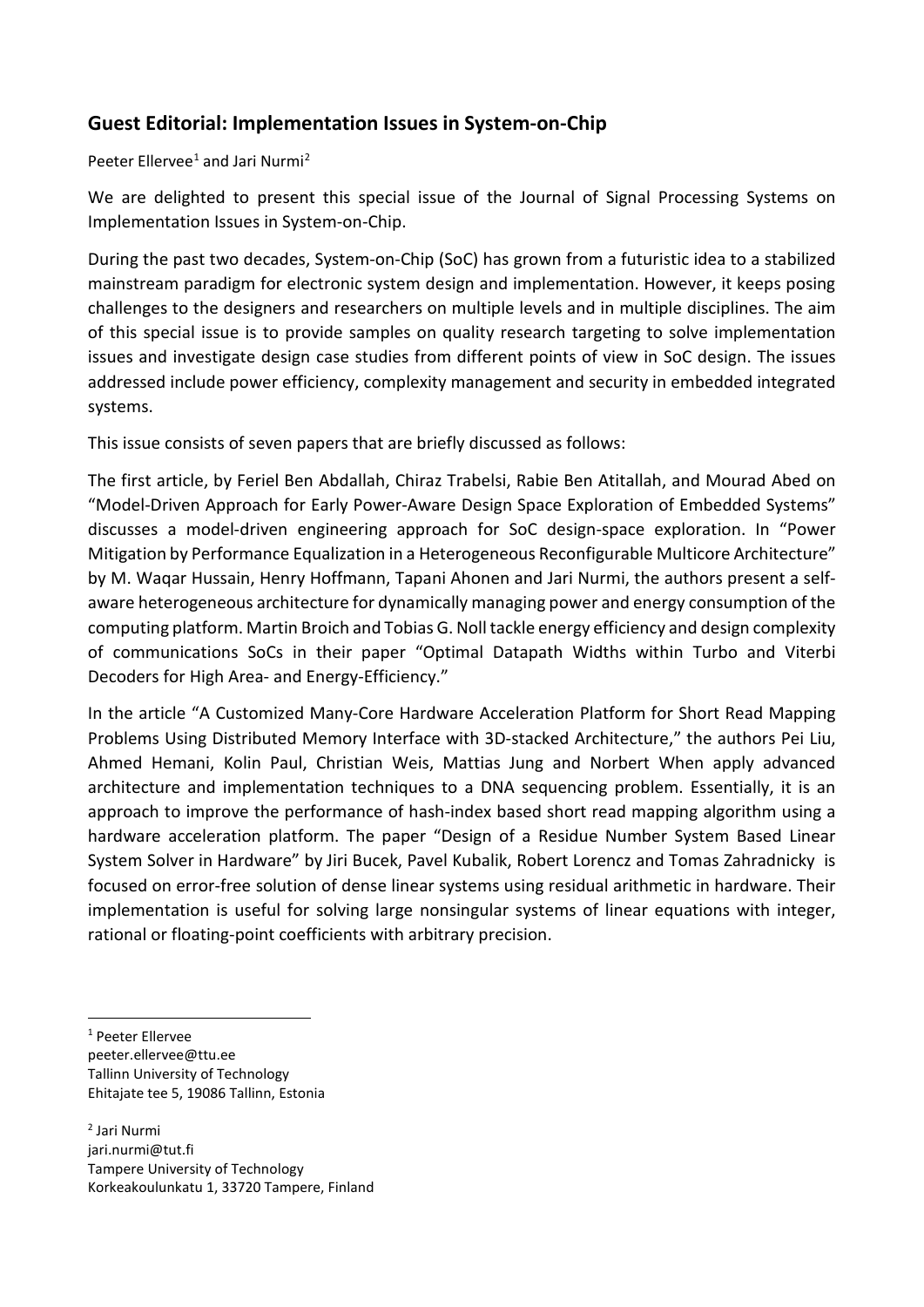## Guest Editorial: Implementation Issues in System-on-Chip

Peeter Ellervee[1] and Jari Nurmi[2]

We are delighted to present this special issue of the Journal of Signal Processing Systems on Implementation Issues in System-on-Chip.

During the past two decades, System-on-Chip (SoC) has grown from a futuristic idea to a stabilized mainstream paradigm for electronic system design and implementation. However, it keeps posing challenges to the designers and researchers on multiple levels and in multiple disciplines. The aim of this special issue is to provide samples on quality research targeting to solve implementation issues and investigate design case studies from different points of view in SoC design. The issues addressed include power efficiency, complexity management and security in embedded integrated systems.

This issue consists of seven papers that are briefly discussed as follows:

The first article, by Feriel Ben Abdallah, Chiraz Trabelsi, Rabie Ben Atitallah, and Mourad Abed on "Model-Driven Approach for Early Power-Aware Design Space Exploration of Embedded Systems" discusses a model-driven engineering approach for SoC design-space exploration. In "Power Mitigation by Performance Equalization in a Heterogeneous Reconfigurable Multicore Architecture" by M. Waqar Hussain, Henry Hoffmann, Tapani Ahonen and Jari Nurmi, the authors present a self-aware heterogeneous architecture for dynamically managing power and energy consumption of the computing platform. Martin Broich and Tobias G. Noll tackle energy efficiency and design complexity of communications SoCs in their paper "Optimal Datapath Widths within Turbo and Viterbi Decoders for High Area- and Energy-Efficiency."

In the article "A Customized Many-Core Hardware Acceleration Platform for Short Read Mapping Problems Using Distributed Memory Interface with 3D-stacked Architecture," the authors Pei Liu, Ahmed Hemani, Kolin Paul, Christian Weis, Mattias Jung and Norbert When apply advanced architecture and implementation techniques to a DNA sequencing problem. Essentially, it is an approach to improve the performance of hash-index based short read mapping algorithm using a hardware acceleration platform. The paper "Design of a Residue Number System Based Linear System Solver in Hardware" by Jiri Bucek, Pavel Kubalik, Robert Lorencz and Tomas Zahradnicky is focused on error-free solution of dense linear systems using residual arithmetic in hardware. Their implementation is useful for solving large nonsingular systems of linear equations with integer, rational or floating-point coefficients with arbitrary precision.

---

[1] Peeter Ellervee
peeter.ellervee@ttu.ee
Tallinn University of Technology
Ehitajate tee 5, 19086 Tallinn, Estonia

[2] Jari Nurmi
jari.nurmi@tut.fi
Tampere University of Technology
Korkeakoulunkatu 1, 33720 Tampere, Finland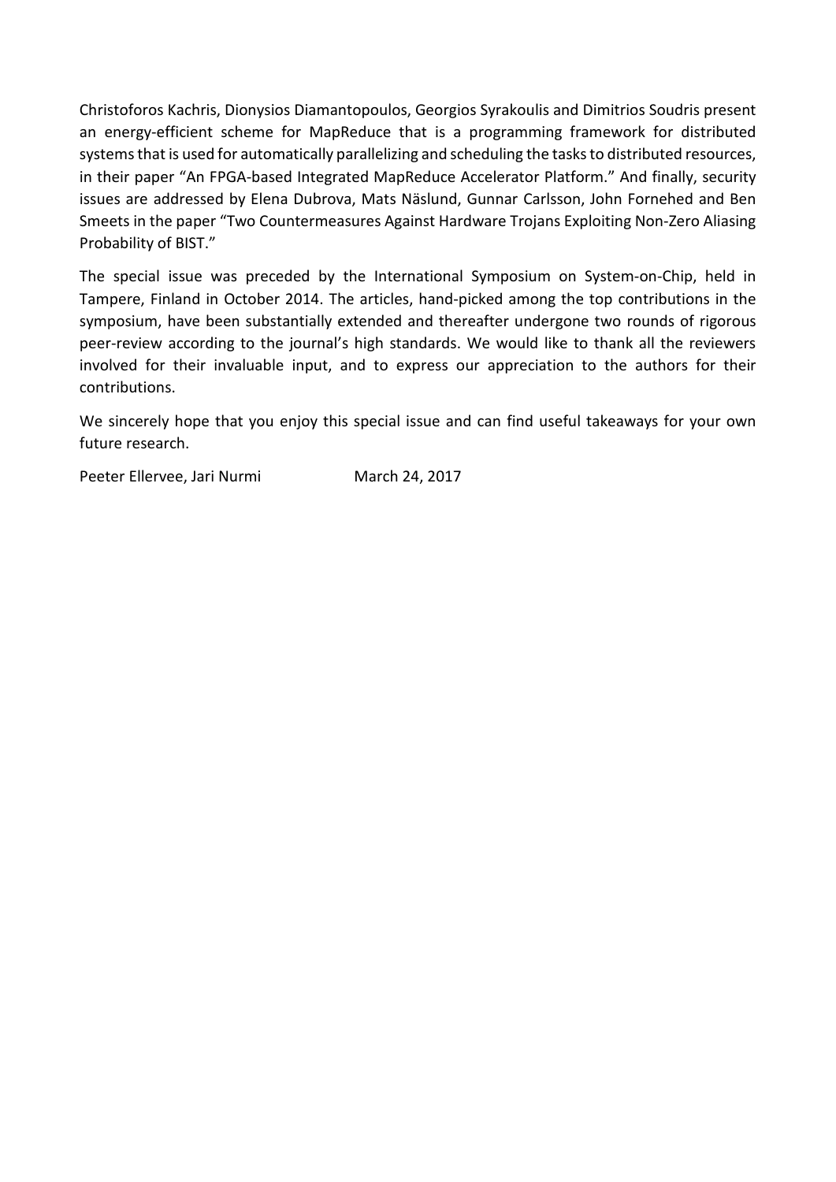Christoforos Kachris, Dionysios Diamantopoulos, Georgios Syrakoulis and Dimitrios Soudris present an energy-efficient scheme for MapReduce that is a programming framework for distributed systems that is used for automatically parallelizing and scheduling the tasks to distributed resources, in their paper "An FPGA-based Integrated MapReduce Accelerator Platform." And finally, security issues are addressed by Elena Dubrova, Mats Näslund, Gunnar Carlsson, John Fornehed and Ben Smeets in the paper "Two Countermeasures Against Hardware Trojans Exploiting Non-Zero Aliasing Probability of BIST."

The special issue was preceded by the International Symposium on System-on-Chip, held in Tampere, Finland in October 2014. The articles, hand-picked among the top contributions in the symposium, have been substantially extended and thereafter undergone two rounds of rigorous peer-review according to the journal's high standards. We would like to thank all the reviewers involved for their invaluable input, and to express our appreciation to the authors for their contributions.

We sincerely hope that you enjoy this special issue and can find useful takeaways for your own future research.

Peeter Ellervee, Jari Nurmi        March 24, 2017